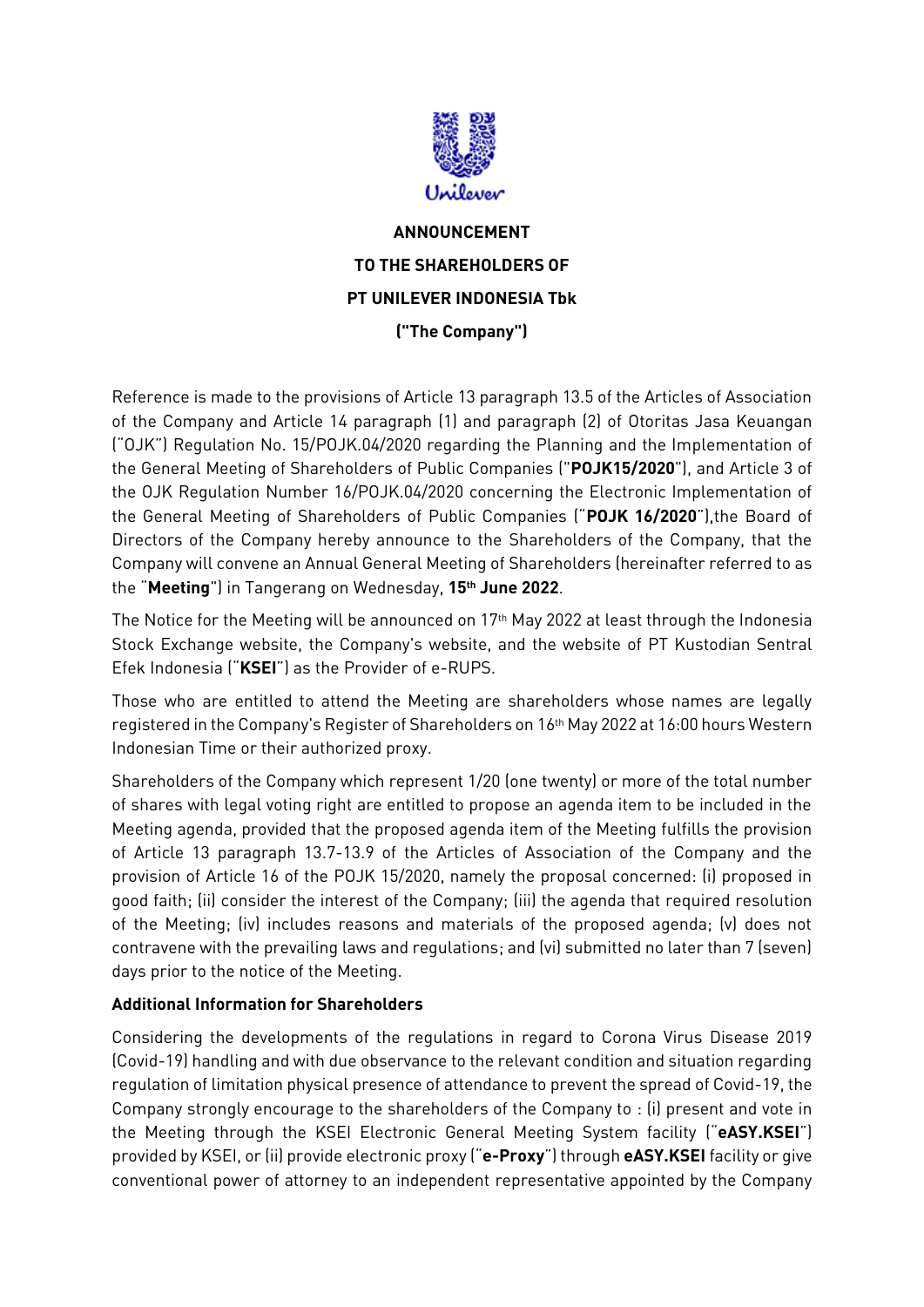**ANNOUNCEMENT**

**TO THE SHAREHOLDERS OF**

**PT UNILEVER INDONESIA Tbk**

**("The Company")**

Reference is made to the provisions of Article 13 paragraph 13.5 of the Articles of Association of the Company and Article 14 paragraph (1) and paragraph (2) of Otoritas Jasa Keuangan ("OJK") Regulation No. 15/POJK.04/2020 regarding the Planning and the Implementation of the General Meeting of Shareholders of Public Companies ("**POJK15/2020**"), and Article 3 of the OJK Regulation Number 16/POJK.04/2020 concerning the Electronic Implementation of the General Meeting of Shareholders of Public Companies ("**POJK 16/2020**"),the Board of Directors of the Company hereby announce to the Shareholders of the Company, that the Company will convene an Annual General Meeting of Shareholders (hereinafter referred to as the "**Meeting**") in Tangerang on Wednesday, **15th June 2022**.

The Notice for the Meeting will be announced on 17th May 2022 at least through the Indonesia Stock Exchange website, the Company's website, and the website of PT Kustodian Sentral Efek Indonesia ("**KSEI**") as the Provider of e-RUPS.

Those who are entitled to attend the Meeting are shareholders whose names are legally registered in the Company's Register of Shareholders on 16th May 2022 at 16:00 hours Western Indonesian Time or their authorized proxy.

Shareholders of the Company which represent 1/20 (one twenty) or more of the total number of shares with legal voting right are entitled to propose an agenda item to be included in the Meeting agenda, provided that the proposed agenda item of the Meeting fulfills the provision of Article 13 paragraph 13.7-13.9 of the Articles of Association of the Company and the provision of Article 16 of the POJK 15/2020, namely the proposal concerned: (i) proposed in good faith; (ii) consider the interest of the Company; (iii) the agenda that required resolution of the Meeting; (iv) includes reasons and materials of the proposed agenda; (v) does not contravene with the prevailing laws and regulations; and (vi) submitted no later than 7 (seven) days prior to the notice of the Meeting.

**Additional Information for Shareholders**

Considering the developments of the regulations in regard to Corona Virus Disease 2019 (Covid-19) handling and with due observance to the relevant condition and situation regarding regulation of limitation physical presence of attendance to prevent the spread of Covid-19, the Company strongly encourage to the shareholders of the Company to : (i) present and vote in the Meeting through the KSEI Electronic General Meeting System facility ("**eASY.KSEI**") provided by KSEI, or (ii) provide electronic proxy ("**e-Proxy**") through **eASY.KSEI** facility or give conventional power of attorney to an independent representative appointed by the Company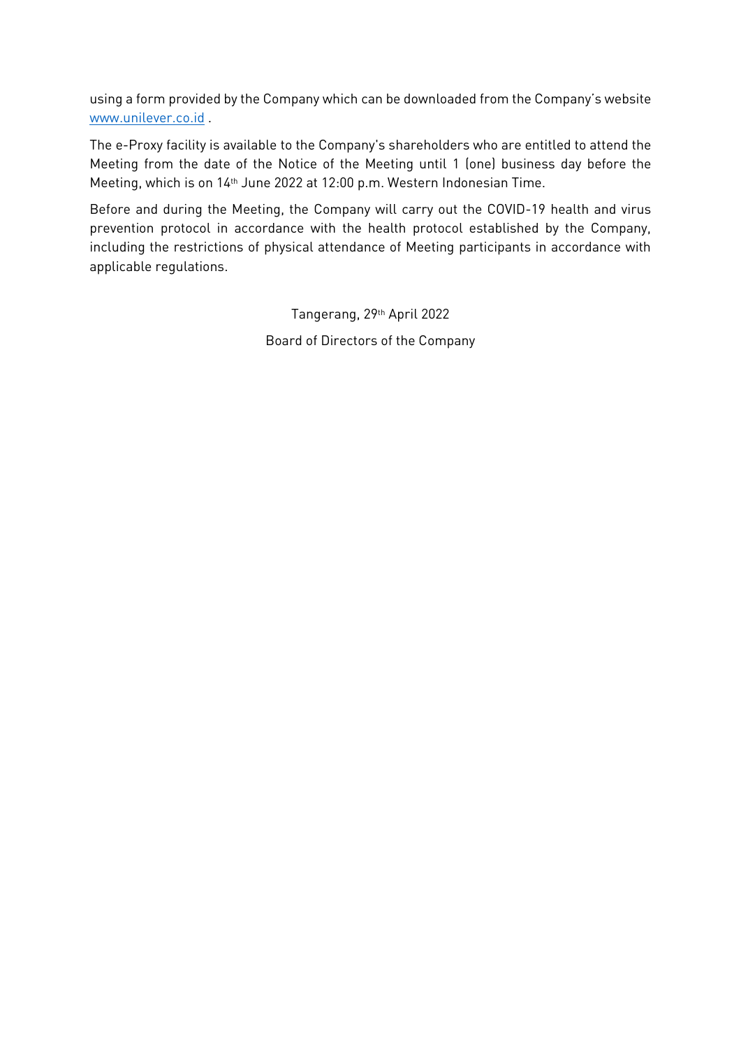using a form provided by the Company which can be downloaded from the Company's website [www.unilever.co.id](http://www.unilever.co.id) .

The e-Proxy facility is available to the Company's shareholders who are entitled to attend the Meeting from the date of the Notice of the Meeting until 1 (one) business day before the Meeting, which is on 14th June 2022 at 12:00 p.m. Western Indonesian Time.

Before and during the Meeting, the Company will carry out the COVID-19 health and virus prevention protocol in accordance with the health protocol established by the Company, including the restrictions of physical attendance of Meeting participants in accordance with applicable regulations.

Tangerang, 29th April 2022

Board of Directors of the Company